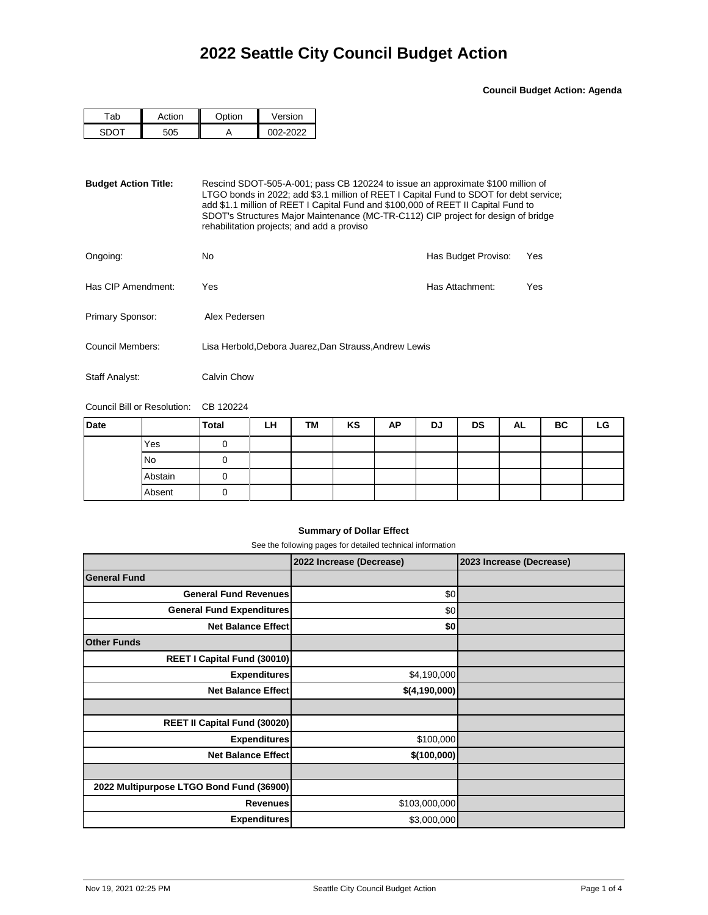# 2022 Seattle City Council Budget Action

**Council Budget Action: Agenda**

| Tab | Action | Option | Version |
|---|---|---|---|
| SDOT | 505 | A | 002-2022 |

**Budget Action Title:** Rescind SDOT-505-A-001; pass CB 120224 to issue an approximate $100 million of LTGO bonds in 2022; add $3.1 million of REET I Capital Fund to SDOT for debt service; add $1.1 million of REET I Capital Fund and $100,000 of REET II Capital Fund to SDOT's Structures Major Maintenance (MC-TR-C112) CIP project for design of bridge rehabilitation projects; and add a proviso

Ongoing: No

Has Budget Proviso: Yes

Has CIP Amendment: Yes

Has Attachment: Yes

Primary Sponsor: Alex Pedersen

Council Members: Lisa Herbold,Debora Juarez,Dan Strauss,Andrew Lewis

Staff Analyst: Calvin Chow

Council Bill or Resolution: CB 120224

| Date | | Total | LH | TM | KS | AP | DJ | DS | AL | BC | LG |
|---|---|---|---|---|---|---|---|---|---|---|---|
| | Yes | 0 | | | | | | | | | |
| | No | 0 | | | | | | | | | |
| | Abstain | 0 | | | | | | | | | |
| | Absent | 0 | | | | | | | | | |

**Summary of Dollar Effect**

See the following pages for detailed technical information

| | 2022 Increase (Decrease) | 2023 Increase (Decrease) |
|---|---|---|
| **General Fund** | | |
| **General Fund Revenues** | $0 | |
| **General Fund Expenditures** | $0 | |
| **Net Balance Effect** | **$0** | |
| **Other Funds** | | |
| **REET I Capital Fund (30010)** | | |
| **Expenditures** | $4,190,000 | |
| **Net Balance Effect** | **$(4,190,000)** | |
| | | |
| **REET II Capital Fund (30020)** | | |
| **Expenditures** | $100,000 | |
| **Net Balance Effect** | **$(100,000)** | |
| | | |
| **2022 Multipurpose LTGO Bond Fund (36900)** | | |
| **Revenues** | $103,000,000 | |
| **Expenditures** | $3,000,000 | |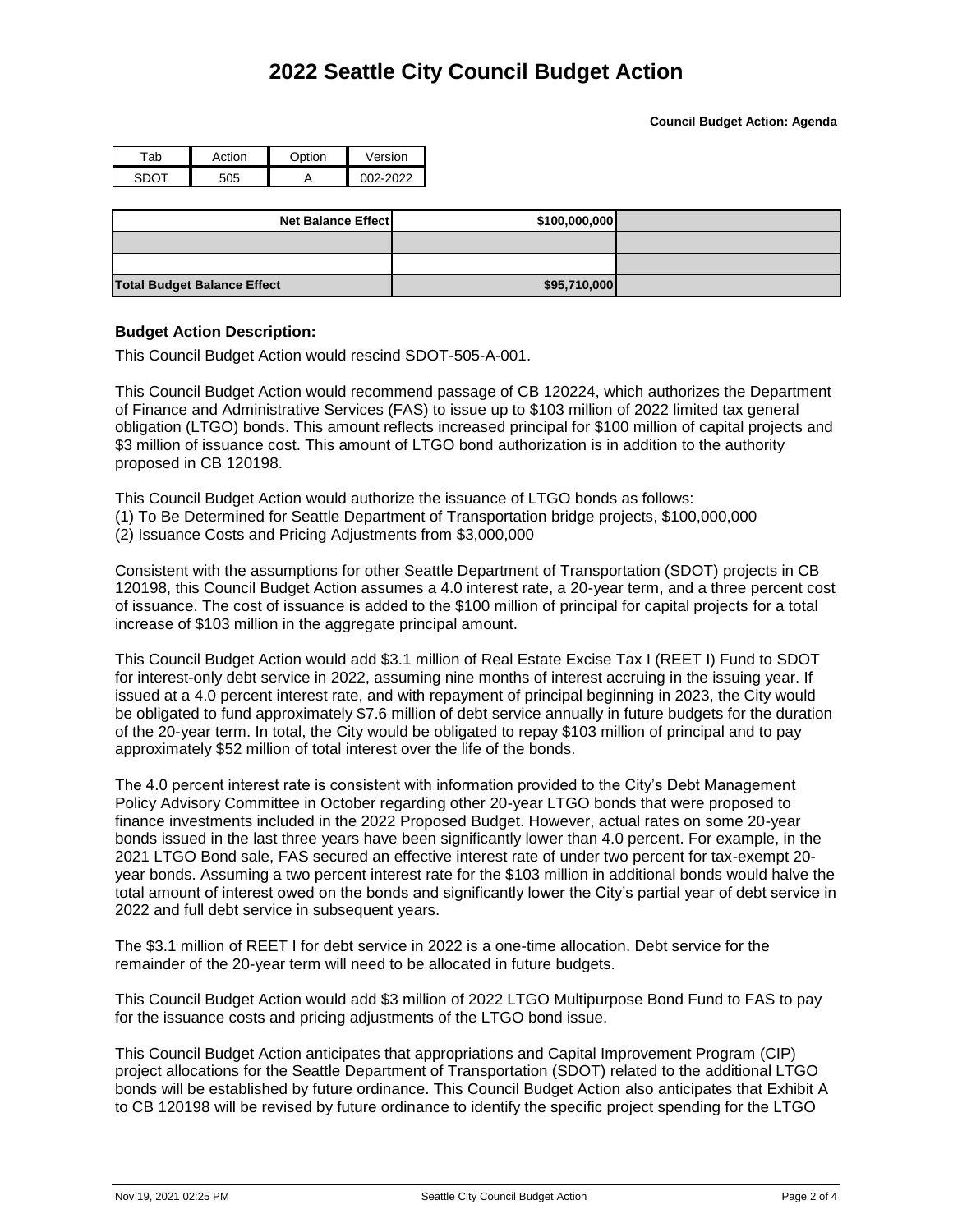# 2022 Seattle City Council Budget Action

**Council Budget Action: Agenda**

| Tab | Action | Option | Version |
| --- | --- | --- | --- |
| SDOT | 505 | A | 002-2022 |

| | | |
| --- | --- | --- |
| **Net Balance Effect** | **$100,000,000** | |
| | | |
| | | |
| **Total Budget Balance Effect** | **$95,710,000** | |

### Budget Action Description:

This Council Budget Action would rescind SDOT-505-A-001.

This Council Budget Action would recommend passage of CB 120224, which authorizes the Department of Finance and Administrative Services (FAS) to issue up to $103 million of 2022 limited tax general obligation (LTGO) bonds. This amount reflects increased principal for $100 million of capital projects and $3 million of issuance cost. This amount of LTGO bond authorization is in addition to the authority proposed in CB 120198.

This Council Budget Action would authorize the issuance of LTGO bonds as follows:
(1) To Be Determined for Seattle Department of Transportation bridge projects, $100,000,000
(2) Issuance Costs and Pricing Adjustments from $3,000,000

Consistent with the assumptions for other Seattle Department of Transportation (SDOT) projects in CB 120198, this Council Budget Action assumes a 4.0 interest rate, a 20-year term, and a three percent cost of issuance. The cost of issuance is added to the $100 million of principal for capital projects for a total increase of $103 million in the aggregate principal amount.

This Council Budget Action would add $3.1 million of Real Estate Excise Tax I (REET I) Fund to SDOT for interest-only debt service in 2022, assuming nine months of interest accruing in the issuing year. If issued at a 4.0 percent interest rate, and with repayment of principal beginning in 2023, the City would be obligated to fund approximately $7.6 million of debt service annually in future budgets for the duration of the 20-year term. In total, the City would be obligated to repay $103 million of principal and to pay approximately $52 million of total interest over the life of the bonds.

The 4.0 percent interest rate is consistent with information provided to the City's Debt Management Policy Advisory Committee in October regarding other 20-year LTGO bonds that were proposed to finance investments included in the 2022 Proposed Budget. However, actual rates on some 20-year bonds issued in the last three years have been significantly lower than 4.0 percent. For example, in the 2021 LTGO Bond sale, FAS secured an effective interest rate of under two percent for tax-exempt 20-year bonds. Assuming a two percent interest rate for the $103 million in additional bonds would halve the total amount of interest owed on the bonds and significantly lower the City's partial year of debt service in 2022 and full debt service in subsequent years.

The $3.1 million of REET I for debt service in 2022 is a one-time allocation. Debt service for the remainder of the 20-year term will need to be allocated in future budgets.

This Council Budget Action would add $3 million of 2022 LTGO Multipurpose Bond Fund to FAS to pay for the issuance costs and pricing adjustments of the LTGO bond issue.

This Council Budget Action anticipates that appropriations and Capital Improvement Program (CIP) project allocations for the Seattle Department of Transportation (SDOT) related to the additional LTGO bonds will be established by future ordinance. This Council Budget Action also anticipates that Exhibit A to CB 120198 will be revised by future ordinance to identify the specific project spending for the LTGO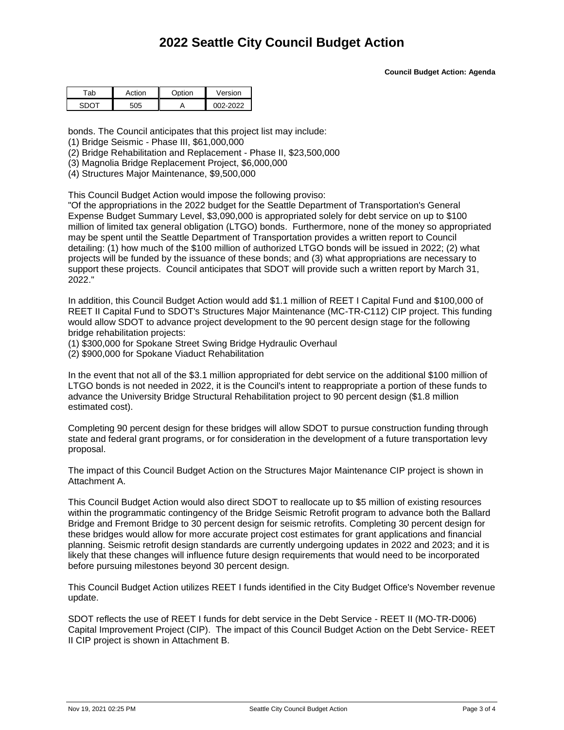# 2022 Seattle City Council Budget Action

**Council Budget Action: Agenda**

| Tab | Action | Option | Version |
|---|---|---|---|
| SDOT | 505 | A | 002-2022 |

bonds. The Council anticipates that this project list may include:
(1) Bridge Seismic - Phase III, $61,000,000
(2) Bridge Rehabilitation and Replacement - Phase II, $23,500,000
(3) Magnolia Bridge Replacement Project, $6,000,000
(4) Structures Major Maintenance, $9,500,000

This Council Budget Action would impose the following proviso:
"Of the appropriations in the 2022 budget for the Seattle Department of Transportation's General Expense Budget Summary Level, $3,090,000 is appropriated solely for debt service on up to $100 million of limited tax general obligation (LTGO) bonds. Furthermore, none of the money so appropriated may be spent until the Seattle Department of Transportation provides a written report to Council detailing: (1) how much of the $100 million of authorized LTGO bonds will be issued in 2022; (2) what projects will be funded by the issuance of these bonds; and (3) what appropriations are necessary to support these projects. Council anticipates that SDOT will provide such a written report by March 31, 2022."

In addition, this Council Budget Action would add $1.1 million of REET I Capital Fund and $100,000 of REET II Capital Fund to SDOT's Structures Major Maintenance (MC-TR-C112) CIP project. This funding would allow SDOT to advance project development to the 90 percent design stage for the following bridge rehabilitation projects:
(1) $300,000 for Spokane Street Swing Bridge Hydraulic Overhaul
(2) $900,000 for Spokane Viaduct Rehabilitation

In the event that not all of the $3.1 million appropriated for debt service on the additional $100 million of LTGO bonds is not needed in 2022, it is the Council's intent to reappropriate a portion of these funds to advance the University Bridge Structural Rehabilitation project to 90 percent design ($1.8 million estimated cost).

Completing 90 percent design for these bridges will allow SDOT to pursue construction funding through state and federal grant programs, or for consideration in the development of a future transportation levy proposal.

The impact of this Council Budget Action on the Structures Major Maintenance CIP project is shown in Attachment A.

This Council Budget Action would also direct SDOT to reallocate up to $5 million of existing resources within the programmatic contingency of the Bridge Seismic Retrofit program to advance both the Ballard Bridge and Fremont Bridge to 30 percent design for seismic retrofits. Completing 30 percent design for these bridges would allow for more accurate project cost estimates for grant applications and financial planning. Seismic retrofit design standards are currently undergoing updates in 2022 and 2023; and it is likely that these changes will influence future design requirements that would need to be incorporated before pursuing milestones beyond 30 percent design.

This Council Budget Action utilizes REET I funds identified in the City Budget Office's November revenue update.

SDOT reflects the use of REET I funds for debt service in the Debt Service - REET II (MO-TR-D006) Capital Improvement Project (CIP). The impact of this Council Budget Action on the Debt Service- REET II CIP project is shown in Attachment B.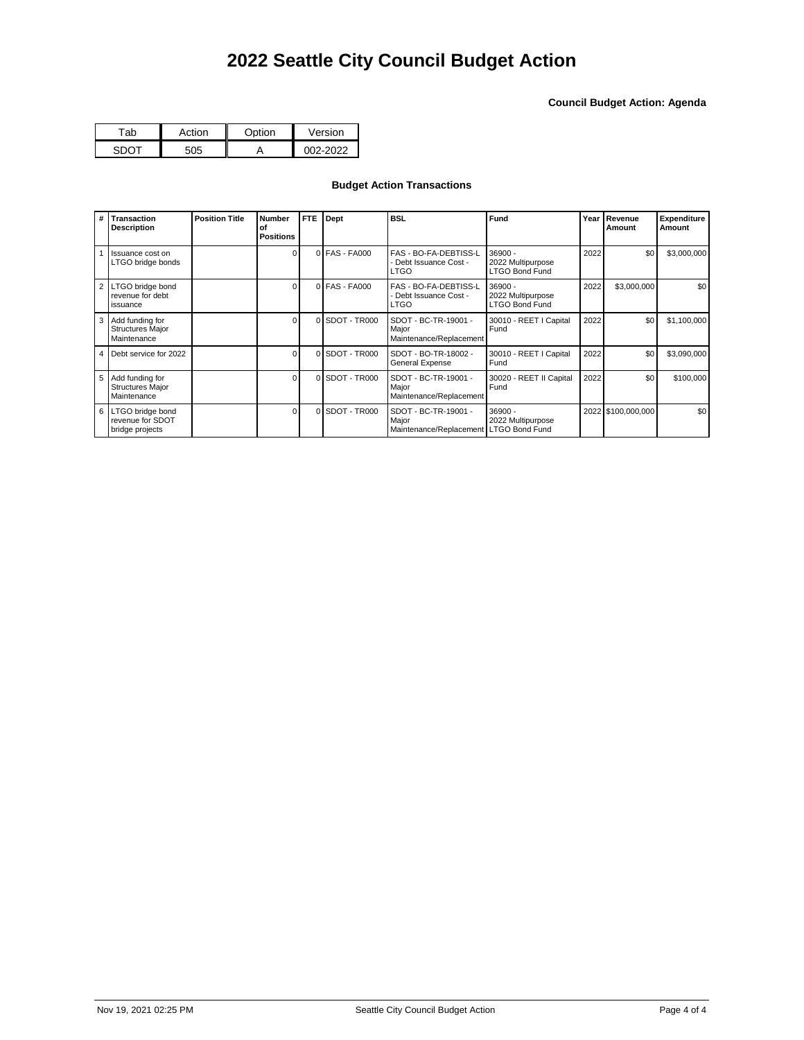# 2022 Seattle City Council Budget Action

**Council Budget Action: Agenda**

| Tab | Action | Option | Version |
|---|---|---|---|
| SDOT | 505 | A | 002-2022 |

**Budget Action Transactions**

| # | Transaction Description | Position Title | Number of Positions | FTE | Dept | BSL | Fund | Year | Revenue Amount | Expenditure Amount |
|---|---|---|---|---|---|---|---|---|---|---|
| 1 | Issuance cost on LTGO bridge bonds | | 0 | 0 | FAS - FA000 | FAS - BO-FA-DEBTISS-L - Debt Issuance Cost - LTGO | 36900 - 2022 Multipurpose LTGO Bond Fund | 2022 | $0 | $3,000,000 |
| 2 | LTGO bridge bond revenue for debt issuance | | 0 | 0 | FAS - FA000 | FAS - BO-FA-DEBTISS-L - Debt Issuance Cost - LTGO | 36900 - 2022 Multipurpose LTGO Bond Fund | 2022 | $3,000,000 | $0 |
| 3 | Add funding for Structures Major Maintenance | | 0 | 0 | SDOT - TR000 | SDOT - BC-TR-19001 - Major Maintenance/Replacement | 30010 - REET I Capital Fund | 2022 | $0 | $1,100,000 |
| 4 | Debt service for 2022 | | 0 | 0 | SDOT - TR000 | SDOT - BO-TR-18002 - General Expense | 30010 - REET I Capital Fund | 2022 | $0 | $3,090,000 |
| 5 | Add funding for Structures Major Maintenance | | 0 | 0 | SDOT - TR000 | SDOT - BC-TR-19001 - Major Maintenance/Replacement | 30020 - REET II Capital Fund | 2022 | $0 | $100,000 |
| 6 | LTGO bridge bond revenue for SDOT bridge projects | | 0 | 0 | SDOT - TR000 | SDOT - BC-TR-19001 - Major Maintenance/Replacement | 36900 - 2022 Multipurpose LTGO Bond Fund | 2022 | $100,000,000 | $0 |